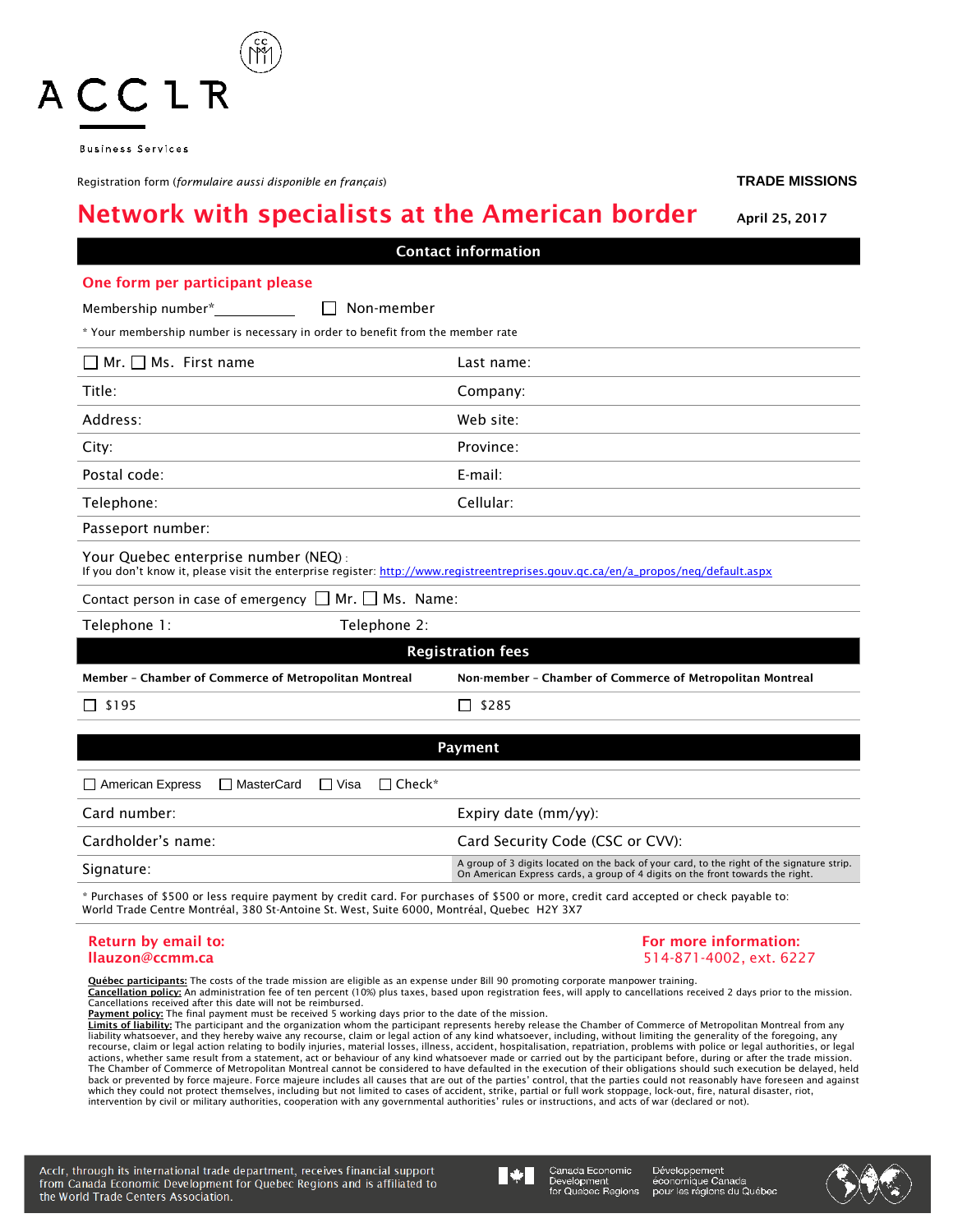ACCLR

Business Services

Registration form (*formulaire aussi disponible en français*)

**TRADE MISSIONS**

# Network with specialists at the American border

**April 25, 2017**

## Contact information

**One form per participant please**

Membership number*__________ ☐ Non-member

* Your membership number is necessary in order to benefit from the member rate

| | |
|---|---|
| ☐ Mr. ☐ Ms. First name | Last name: |
| Title: | Company: |
| Address: | Web site: |
| City: | Province: |
| Postal code: | E-mail: |
| Telephone: | Cellular: |
| Passeport number: | |

Your Quebec enterprise number (NEQ):
If you don't know it, please visit the enterprise register: http://www.registreentreprises.gouv.qc.ca/en/a_propos/neq/default.aspx

Contact person in case of emergency ☐ Mr. ☐ Ms. Name:

Telephone 1: Telephone 2:

## Registration fees

| Member – Chamber of Commerce of Metropolitan Montreal | Non-member – Chamber of Commerce of Metropolitan Montreal |
|---|---|
| ☐ $195 | ☐ $285 |

## Payment

☐ American Express ☐ MasterCard ☐ Visa ☐ Check*

| | |
|---|---|
| Card number: | Expiry date (mm/yy): |
| Cardholder's name: | Card Security Code (CSC or CVV): |
| Signature: | A group of 3 digits located on the back of your card, to the right of the signature strip. On American Express cards, a group of 4 digits on the front towards the right. |

* Purchases of $500 or less require payment by credit card. For purchases of $500 or more, credit card accepted or check payable to: World Trade Centre Montréal, 380 St-Antoine St. West, Suite 6000, Montréal, Quebec H2Y 3X7

**Return by email to:**
**llauzon@ccmm.ca**

**For more information:**
514-871-4002, ext. 6227

**Québec participants:** The costs of the trade mission are eligible as an expense under Bill 90 promoting corporate manpower training.
**Cancellation policy:** An administration fee of ten percent (10%) plus taxes, based upon registration fees, will apply to cancellations received 2 days prior to the mission. Cancellations received after this date will not be reimbursed.
**Payment policy:** The final payment must be received 5 working days prior to the date of the mission.
**Limits of liability:** The participant and the organization whom the participant represents hereby release the Chamber of Commerce of Metropolitan Montreal from any liability whatsoever, and they hereby waive any recourse, claim or legal action of any kind whatsoever, including, without limiting the generality of the foregoing, any recourse, claim or legal action relating to bodily injuries, material losses, illness, accident, hospitalisation, repatriation, problems with police or legal authorities, or legal actions, whether same result from a statement, act or behaviour of any kind whatsoever made or carried out by the participant before, during or after the trade mission. The Chamber of Commerce of Metropolitan Montreal cannot be considered to have defaulted in the execution of their obligations should such execution be delayed, held back or prevented by force majeure. Force majeure includes all causes that are out of the parties' control, that the parties could not reasonably have foreseen and against which they could not protect themselves, including but not limited to cases of accident, strike, partial or full work stoppage, lock-out, fire, natural disaster, riot, intervention by civil or military authorities, cooperation with any governmental authorities' rules or instructions, and acts of war (declared or not).

Acclr, through its international trade department, receives financial support from Canada Economic Development for Quebec Regions and is affiliated to the World Trade Centers Association.

Canada Economic Development for Quebec Regions / Développement économique Canada pour les régions du Québec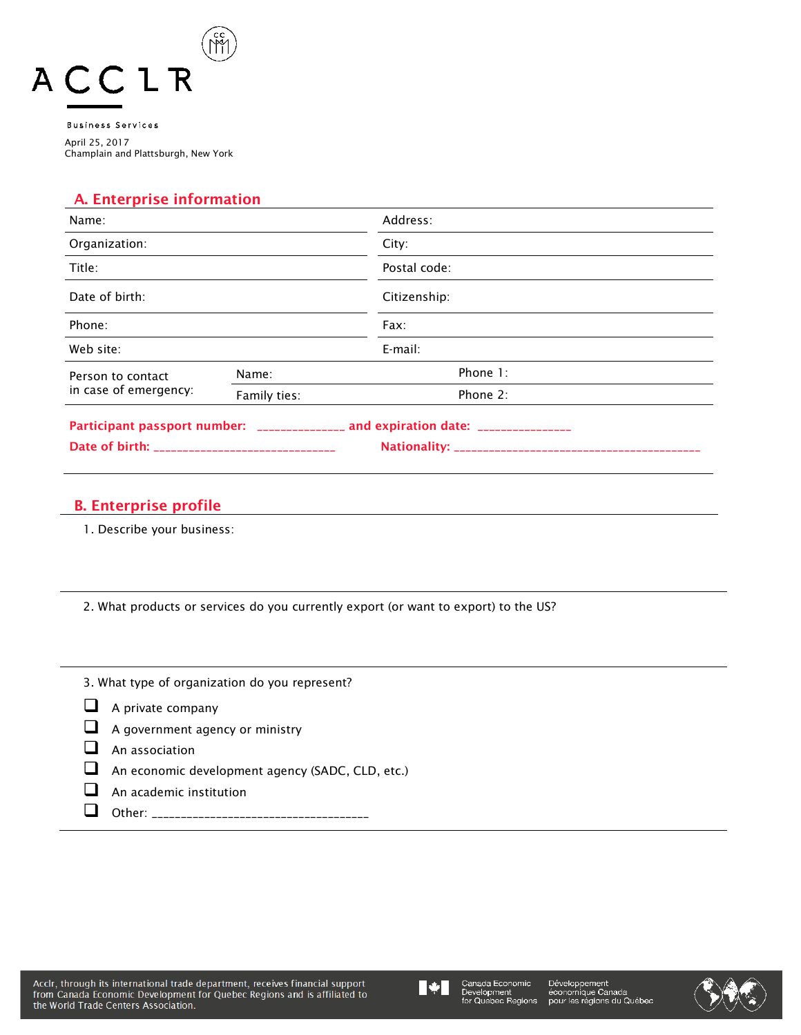ACCLR

Business Services

April 25, 2017
Champlain and Plattsburgh, New York

## A. Enterprise information

| Name: | | Address: | |
|---|---|---|---|
| Organization: | | City: | |
| Title: | | Postal code: | |
| Date of birth: | | Citizenship: | |
| Phone: | | Fax: | |
| Web site: | | E-mail: | |
| Person to contact in case of emergency: | Name: | Phone 1: | |
| | Family ties: | Phone 2: | |

**Participant passport number: ______________ and expiration date: _______________**

**Date of birth: ______________________________** **Nationality: ________________________________________**

## B. Enterprise profile

1. Describe your business:

2. What products or services do you currently export (or want to export) to the US?

3. What type of organization do you represent?

- ☐ A private company
- ☐ A government agency or ministry
- ☐ An association
- ☐ An economic development agency (SADC, CLD, etc.)
- ☐ An academic institution
- ☐ Other: ____________________________________

Acclr, through its international trade department, receives financial support from Canada Economic Development for Quebec Regions and is affiliated to the World Trade Centers Association.

Canada Economic Development for Quebec Regions | Développement économique Canada pour les régions du Québec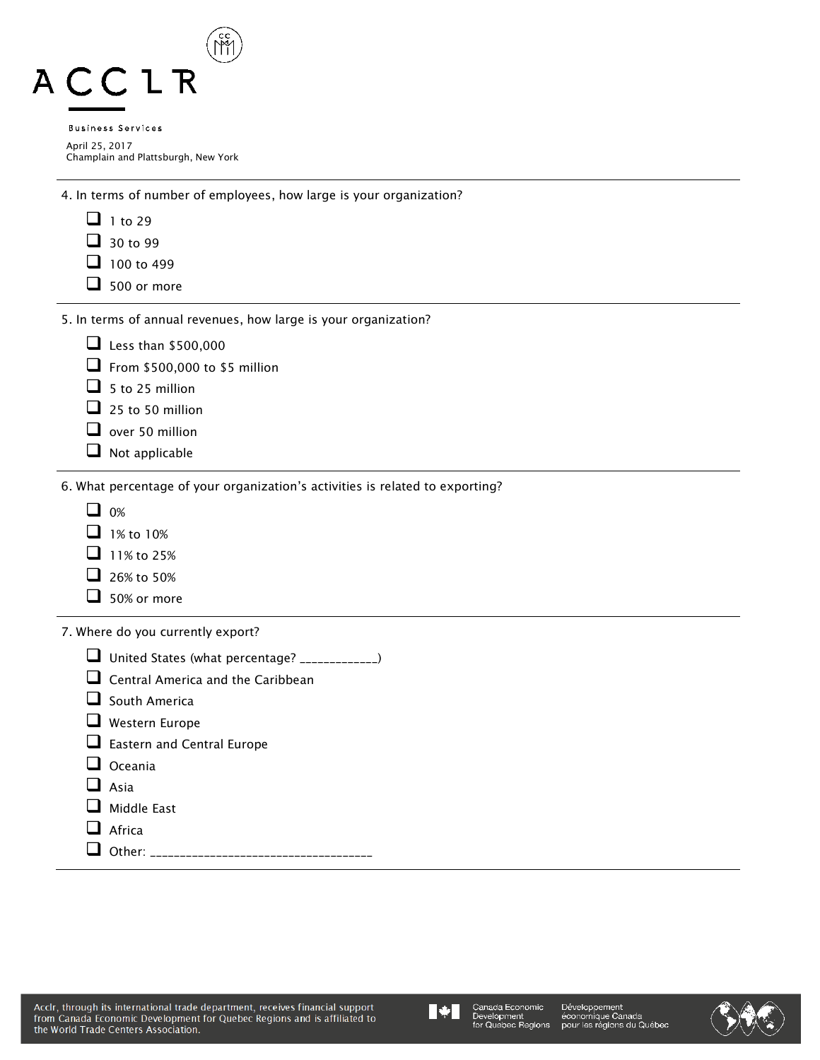4. In terms of number of employees, how large is your organization?

- ☐ 1 to 29
- ☐ 30 to 99
- ☐ 100 to 499
- ☐ 500 or more

5. In terms of annual revenues, how large is your organization?

- ☐ Less than $500,000
- ☐ From $500,000 to $5 million
- ☐ 5 to 25 million
- ☐ 25 to 50 million
- ☐ over 50 million
- ☐ Not applicable

6. What percentage of your organization's activities is related to exporting?

- ☐ 0%
- ☐ 1% to 10%
- ☐ 11% to 25%
- ☐ 26% to 50%
- ☐ 50% or more

7. Where do you currently export?

- ☐ United States (what percentage? _____________)
- ☐ Central America and the Caribbean
- ☐ South America
- ☐ Western Europe
- ☐ Eastern and Central Europe
- ☐ Oceania
- ☐ Asia
- ☐ Middle East
- ☐ Africa
- ☐ Other: ____________________________________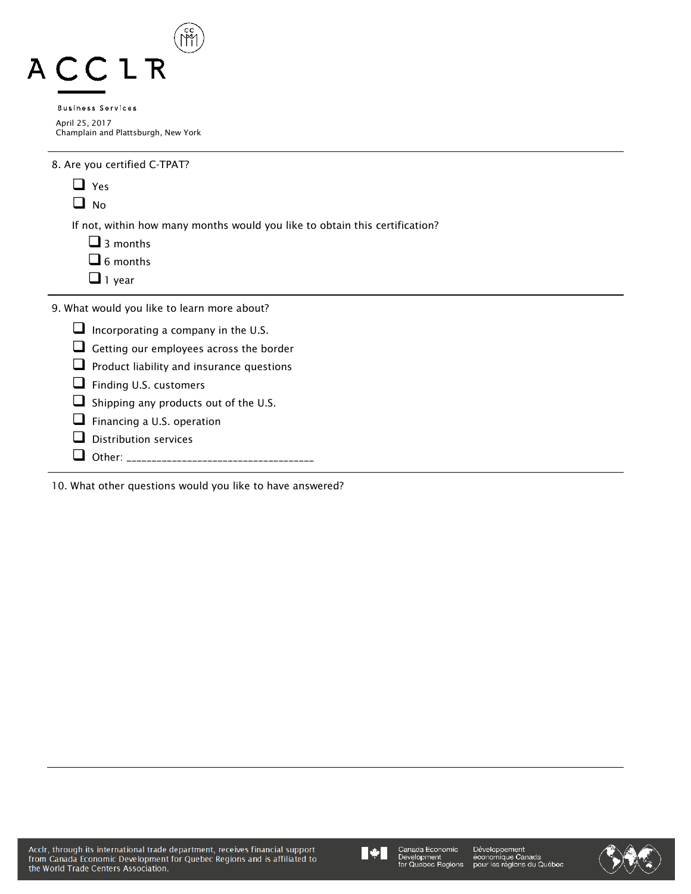ACCLR

Business Services

April 25, 2017
Champlain and Plattsburgh, New York

---

8. Are you certified C-TPAT?

- ☐ Yes
- ☐ No

If not, within how many months would you like to obtain this certification?

- ☐ 3 months
- ☐ 6 months
- ☐ 1 year

---

9. What would you like to learn more about?

- ☐ Incorporating a company in the U.S.
- ☐ Getting our employees across the border
- ☐ Product liability and insurance questions
- ☐ Finding U.S. customers
- ☐ Shipping any products out of the U.S.
- ☐ Financing a U.S. operation
- ☐ Distribution services
- ☐ Other: ____________________________________

---

10. What other questions would you like to have answered?

---

Acclr, through its international trade department, receives financial support from Canada Economic Development for Quebec Regions and is affiliated to the World Trade Centers Association.

Canada Economic Development for Quebec Regions | Développement économique Canada pour les régions du Québec